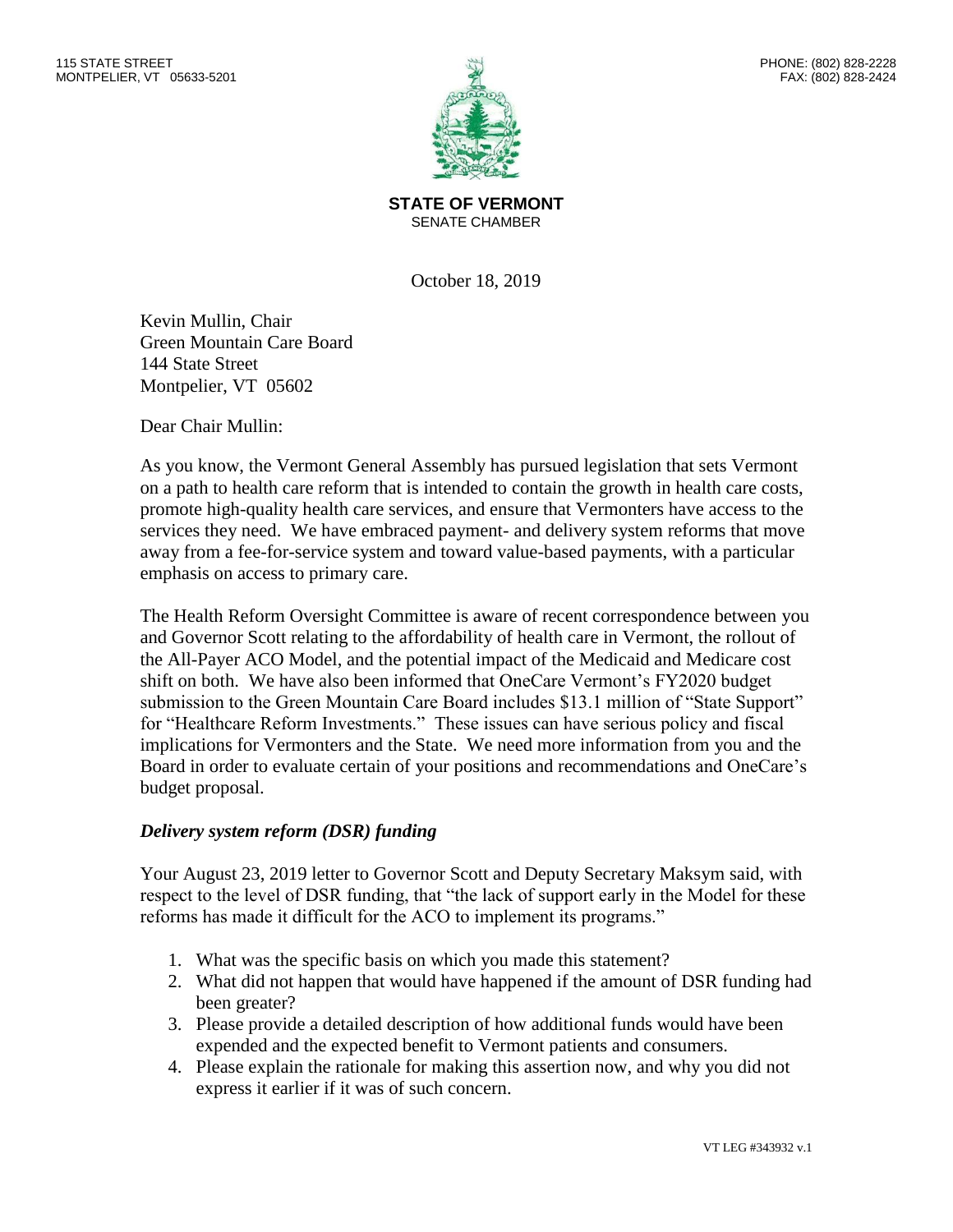115 STATE STREET
MONTPELIER, VT 05633-5201

PHONE: (802) 828-2228
FAX: (802) 828-2424

**STATE OF VERMONT**
SENATE CHAMBER

October 18, 2019

Kevin Mullin, Chair
Green Mountain Care Board
144 State Street
Montpelier, VT 05602

Dear Chair Mullin:

As you know, the Vermont General Assembly has pursued legislation that sets Vermont on a path to health care reform that is intended to contain the growth in health care costs, promote high-quality health care services, and ensure that Vermonters have access to the services they need. We have embraced payment- and delivery system reforms that move away from a fee-for-service system and toward value-based payments, with a particular emphasis on access to primary care.

The Health Reform Oversight Committee is aware of recent correspondence between you and Governor Scott relating to the affordability of health care in Vermont, the rollout of the All-Payer ACO Model, and the potential impact of the Medicaid and Medicare cost shift on both. We have also been informed that OneCare Vermont's FY2020 budget submission to the Green Mountain Care Board includes $13.1 million of "State Support" for "Healthcare Reform Investments." These issues can have serious policy and fiscal implications for Vermonters and the State. We need more information from you and the Board in order to evaluate certain of your positions and recommendations and OneCare's budget proposal.

***Delivery system reform (DSR) funding***

Your August 23, 2019 letter to Governor Scott and Deputy Secretary Maksym said, with respect to the level of DSR funding, that "the lack of support early in the Model for these reforms has made it difficult for the ACO to implement its programs."

1. What was the specific basis on which you made this statement?
2. What did not happen that would have happened if the amount of DSR funding had been greater?
3. Please provide a detailed description of how additional funds would have been expended and the expected benefit to Vermont patients and consumers.
4. Please explain the rationale for making this assertion now, and why you did not express it earlier if it was of such concern.

VT LEG #343932 v.1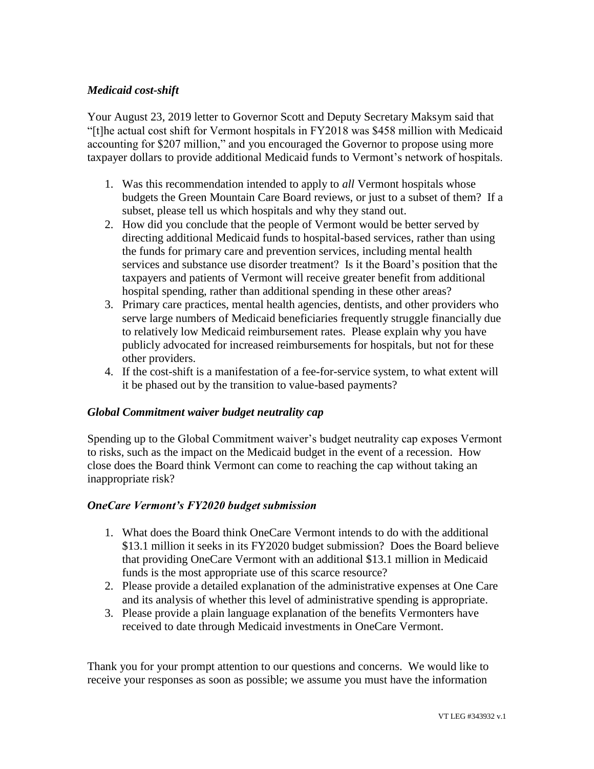### *Medicaid cost-shift*

Your August 23, 2019 letter to Governor Scott and Deputy Secretary Maksym said that "[t]he actual cost shift for Vermont hospitals in FY2018 was $458 million with Medicaid accounting for $207 million," and you encouraged the Governor to propose using more taxpayer dollars to provide additional Medicaid funds to Vermont's network of hospitals.

1. Was this recommendation intended to apply to *all* Vermont hospitals whose budgets the Green Mountain Care Board reviews, or just to a subset of them? If a subset, please tell us which hospitals and why they stand out.
2. How did you conclude that the people of Vermont would be better served by directing additional Medicaid funds to hospital-based services, rather than using the funds for primary care and prevention services, including mental health services and substance use disorder treatment? Is it the Board's position that the taxpayers and patients of Vermont will receive greater benefit from additional hospital spending, rather than additional spending in these other areas?
3. Primary care practices, mental health agencies, dentists, and other providers who serve large numbers of Medicaid beneficiaries frequently struggle financially due to relatively low Medicaid reimbursement rates. Please explain why you have publicly advocated for increased reimbursements for hospitals, but not for these other providers.
4. If the cost-shift is a manifestation of a fee-for-service system, to what extent will it be phased out by the transition to value-based payments?

### *Global Commitment waiver budget neutrality cap*

Spending up to the Global Commitment waiver's budget neutrality cap exposes Vermont to risks, such as the impact on the Medicaid budget in the event of a recession. How close does the Board think Vermont can come to reaching the cap without taking an inappropriate risk?

### *OneCare Vermont's FY2020 budget submission*

1. What does the Board think OneCare Vermont intends to do with the additional $13.1 million it seeks in its FY2020 budget submission? Does the Board believe that providing OneCare Vermont with an additional $13.1 million in Medicaid funds is the most appropriate use of this scarce resource?
2. Please provide a detailed explanation of the administrative expenses at One Care and its analysis of whether this level of administrative spending is appropriate.
3. Please provide a plain language explanation of the benefits Vermonters have received to date through Medicaid investments in OneCare Vermont.

Thank you for your prompt attention to our questions and concerns. We would like to receive your responses as soon as possible; we assume you must have the information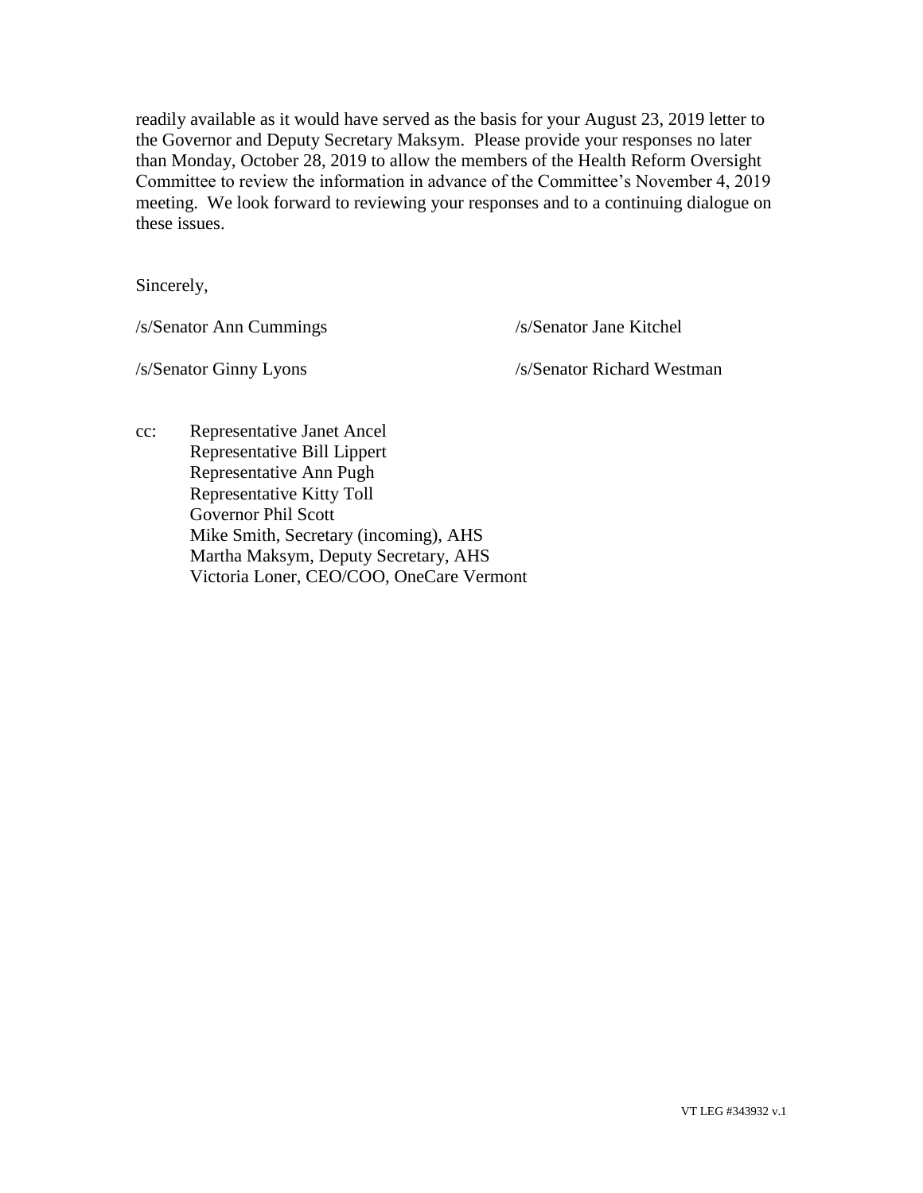readily available as it would have served as the basis for your August 23, 2019 letter to the Governor and Deputy Secretary Maksym. Please provide your responses no later than Monday, October 28, 2019 to allow the members of the Health Reform Oversight Committee to review the information in advance of the Committee's November 4, 2019 meeting. We look forward to reviewing your responses and to a continuing dialogue on these issues.

Sincerely,

/s/Senator Ann Cummings

/s/Senator Jane Kitchel

/s/Senator Ginny Lyons

/s/Senator Richard Westman

cc: Representative Janet Ancel
Representative Bill Lippert
Representative Ann Pugh
Representative Kitty Toll
Governor Phil Scott
Mike Smith, Secretary (incoming), AHS
Martha Maksym, Deputy Secretary, AHS
Victoria Loner, CEO/COO, OneCare Vermont

VT LEG #343932 v.1